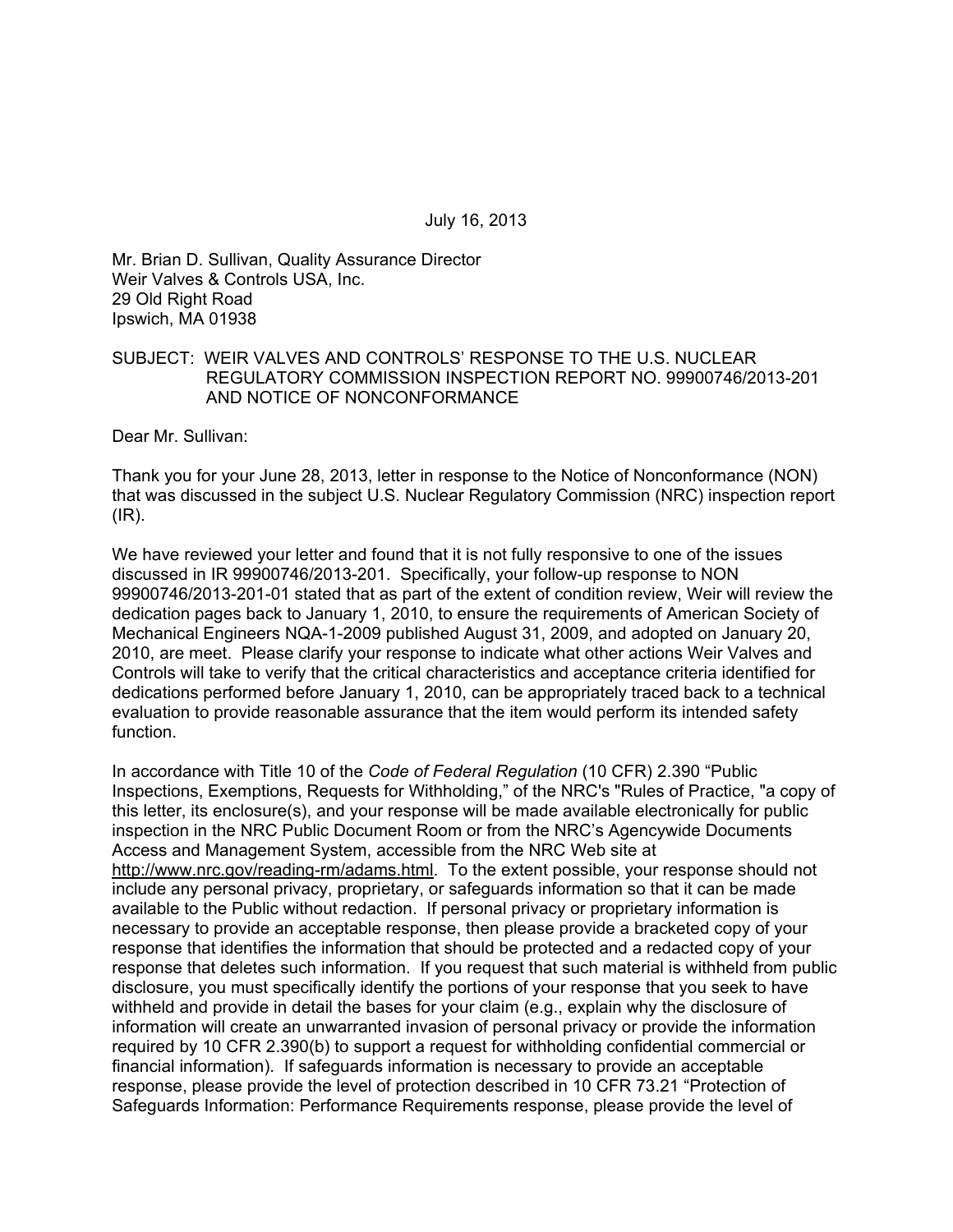July 16, 2013

Mr. Brian D. Sullivan, Quality Assurance Director  
Weir Valves & Controls USA, Inc.  
29 Old Right Road  
Ipswich, MA 01938

SUBJECT: WEIR VALVES AND CONTROLS' RESPONSE TO THE U.S. NUCLEAR REGULATORY COMMISSION INSPECTION REPORT NO. 99900746/2013-201 AND NOTICE OF NONCONFORMANCE

Dear Mr. Sullivan:

Thank you for your June 28, 2013, letter in response to the Notice of Nonconformance (NON) that was discussed in the subject U.S. Nuclear Regulatory Commission (NRC) inspection report (IR).

We have reviewed your letter and found that it is not fully responsive to one of the issues discussed in IR 99900746/2013-201. Specifically, your follow-up response to NON 99900746/2013-201-01 stated that as part of the extent of condition review, Weir will review the dedication pages back to January 1, 2010, to ensure the requirements of American Society of Mechanical Engineers NQA-1-2009 published August 31, 2009, and adopted on January 20, 2010, are meet. Please clarify your response to indicate what other actions Weir Valves and Controls will take to verify that the critical characteristics and acceptance criteria identified for dedications performed before January 1, 2010, can be appropriately traced back to a technical evaluation to provide reasonable assurance that the item would perform its intended safety function.

In accordance with Title 10 of the *Code of Federal Regulation* (10 CFR) 2.390 "Public Inspections, Exemptions, Requests for Withholding," of the NRC's "Rules of Practice, "a copy of this letter, its enclosure(s), and your response will be made available electronically for public inspection in the NRC Public Document Room or from the NRC's Agencywide Documents Access and Management System, accessible from the NRC Web site at http://www.nrc.gov/reading-rm/adams.html. To the extent possible, your response should not include any personal privacy, proprietary, or safeguards information so that it can be made available to the Public without redaction. If personal privacy or proprietary information is necessary to provide an acceptable response, then please provide a bracketed copy of your response that identifies the information that should be protected and a redacted copy of your response that deletes such information. If you request that such material is withheld from public disclosure, you must specifically identify the portions of your response that you seek to have withheld and provide in detail the bases for your claim (e.g., explain why the disclosure of information will create an unwarranted invasion of personal privacy or provide the information required by 10 CFR 2.390(b) to support a request for withholding confidential commercial or financial information). If safeguards information is necessary to provide an acceptable response, please provide the level of protection described in 10 CFR 73.21 "Protection of Safeguards Information: Performance Requirements response, please provide the level of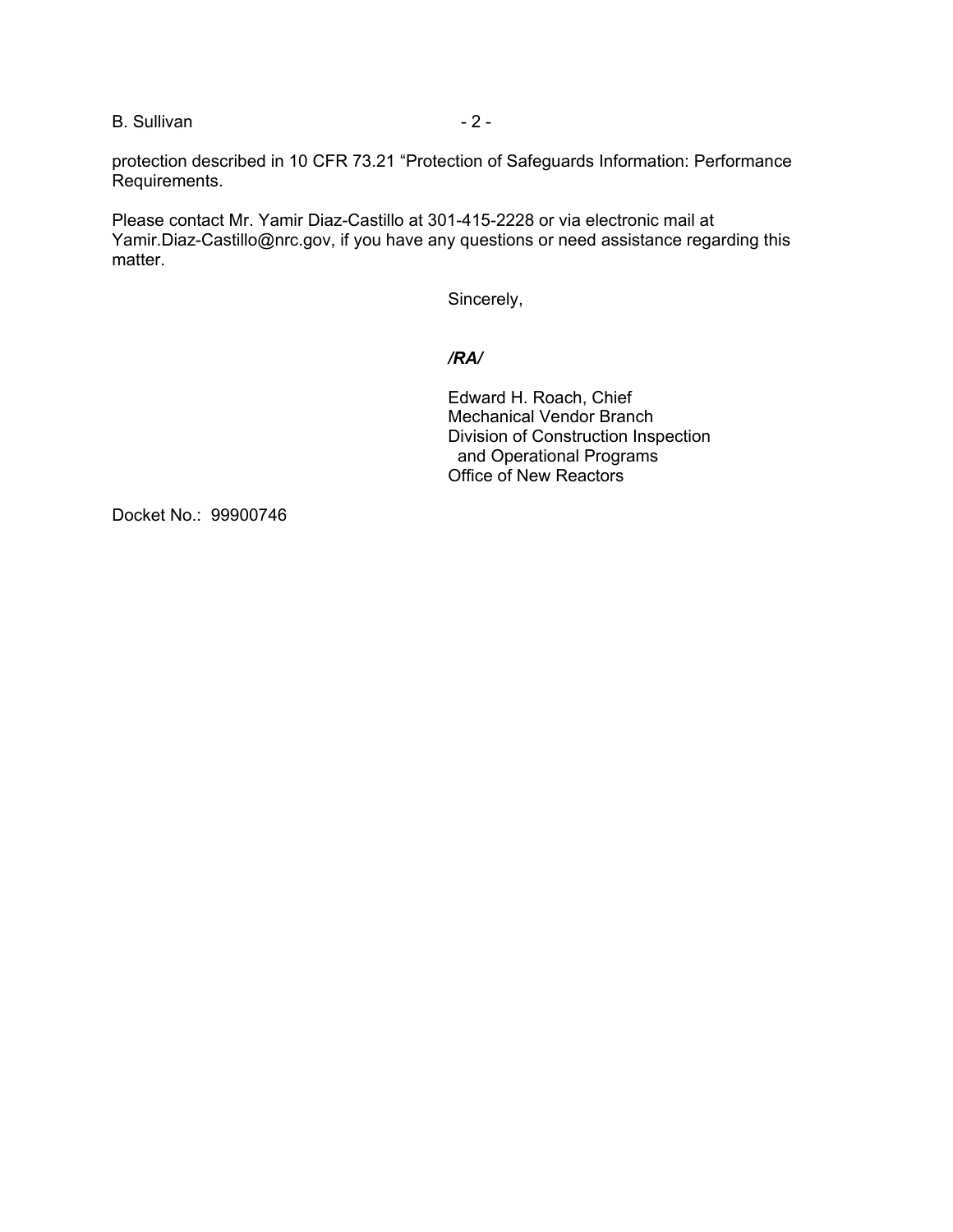protection described in 10 CFR 73.21 "Protection of Safeguards Information: Performance Requirements.

Please contact Mr. Yamir Diaz-Castillo at 301-415-2228 or via electronic mail at Yamir.Diaz-Castillo@nrc.gov, if you have any questions or need assistance regarding this matter.

Sincerely,

***/RA/***

Edward H. Roach, Chief
Mechanical Vendor Branch
Division of Construction Inspection
and Operational Programs
Office of New Reactors

Docket No.: 99900746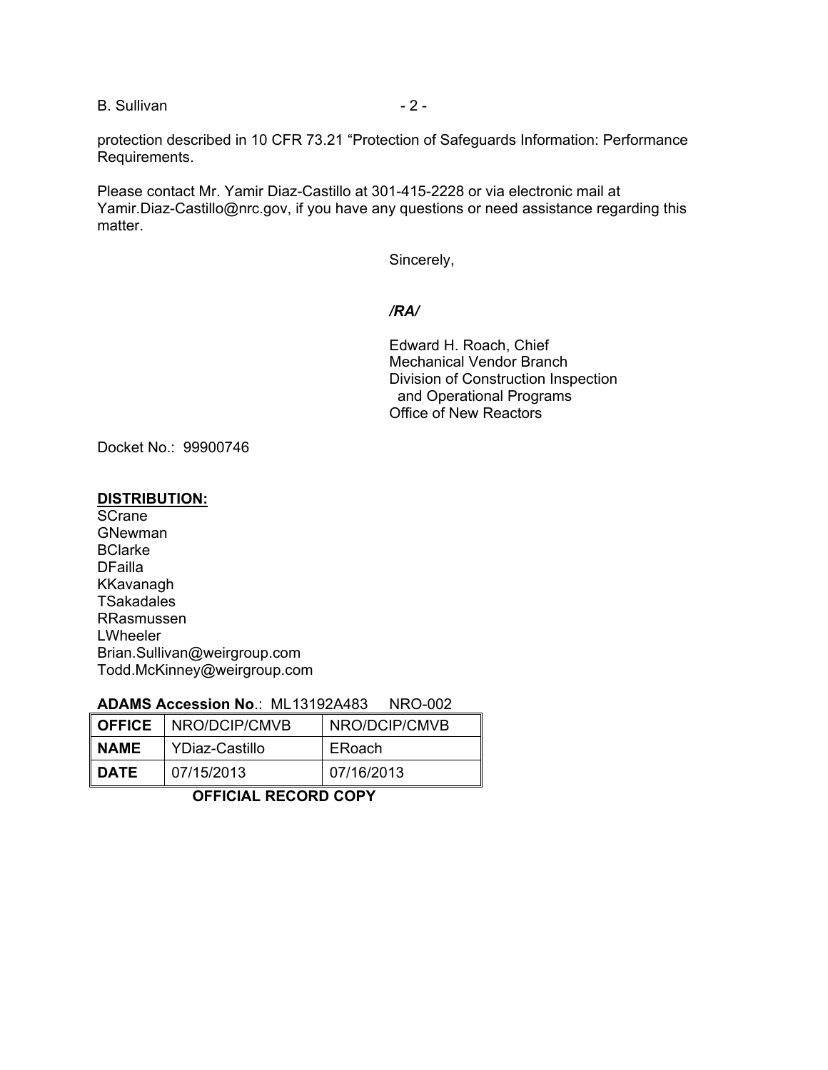protection described in 10 CFR 73.21 "Protection of Safeguards Information: Performance Requirements.

Please contact Mr. Yamir Diaz-Castillo at 301-415-2228 or via electronic mail at Yamir.Diaz-Castillo@nrc.gov, if you have any questions or need assistance regarding this matter.

Sincerely,

*/RA/*

Edward H. Roach, Chief
Mechanical Vendor Branch
Division of Construction Inspection
and Operational Programs
Office of New Reactors

Docket No.: 99900746

**DISTRIBUTION:**
SCrane
GNewman
BClarke
DFailla
KKavanagh
TSakadales
RRasmussen
LWheeler
Brian.Sullivan@weirgroup.com
Todd.McKinney@weirgroup.com

**ADAMS Accession No**.: ML13192A483 NRO-002

| | | |
|---|---|---|
| **OFFICE** | NRO/DCIP/CMVB | NRO/DCIP/CMVB |
| **NAME** | YDiaz-Castillo | ERoach |
| **DATE** | 07/15/2013 | 07/16/2013 |

**OFFICIAL RECORD COPY**